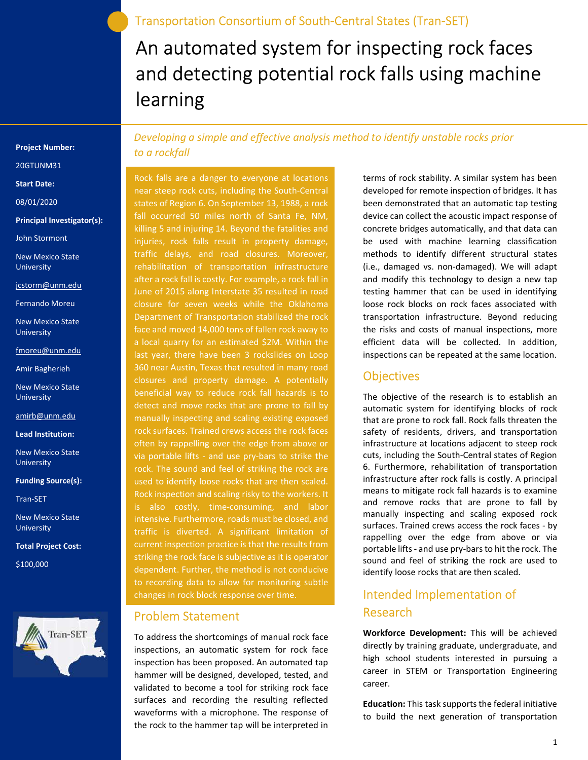Transportation Consortium of South-Central States (Tran-SET)

# An automated system for inspecting rock faces and detecting potential rock falls using machine learning

**Project Number:**

20GTUNM31

**Start Date:**

08/01/2020

**Principal Investigator(s):**

John Stormont

New Mexico State University

jcstorm@unm.edu

Fernando Moreu

New Mexico State University

fmoreu@unm.edu

Amir Bagherieh

New Mexico State University

amirb@unm.edu

**Lead Institution:**

New Mexico State University

**Funding Source(s):**

Tran-SET

New Mexico State University

**Total Project Cost:**

$100,000

*Developing a simple and effective analysis method to identify unstable rocks prior to a rockfall*

Rock falls are a danger to everyone at locations near steep rock cuts, including the South-Central states of Region 6. On September 13, 1988, a rock fall occurred 50 miles north of Santa Fe, NM, killing 5 and injuring 14. Beyond the fatalities and injuries, rock falls result in property damage, traffic delays, and road closures. Moreover, rehabilitation of transportation infrastructure after a rock fall is costly. For example, a rock fall in June of 2015 along Interstate 35 resulted in road closure for seven weeks while the Oklahoma Department of Transportation stabilized the rock face and moved 14,000 tons of fallen rock away to a local quarry for an estimated $2M. Within the last year, there have been 3 rockslides on Loop 360 near Austin, Texas that resulted in many road closures and property damage. A potentially beneficial way to reduce rock fall hazards is to detect and move rocks that are prone to fall by manually inspecting and scaling existing exposed rock surfaces. Trained crews access the rock faces often by rappelling over the edge from above or via portable lifts - and use pry-bars to strike the rock. The sound and feel of striking the rock are used to identify loose rocks that are then scaled. Rock inspection and scaling risky to the workers. It is also costly, time-consuming, and labor intensive. Furthermore, roads must be closed, and traffic is diverted. A significant limitation of current inspection practice is that the results from striking the rock face is subjective as it is operator dependent. Further, the method is not conducive to recording data to allow for monitoring subtle changes in rock block response over time.

## Problem Statement

To address the shortcomings of manual rock face inspections, an automatic system for rock face inspection has been proposed. An automated tap hammer will be designed, developed, tested, and validated to become a tool for striking rock face surfaces and recording the resulting reflected waveforms with a microphone. The response of the rock to the hammer tap will be interpreted in terms of rock stability. A similar system has been developed for remote inspection of bridges. It has been demonstrated that an automatic tap testing device can collect the acoustic impact response of concrete bridges automatically, and that data can be used with machine learning classification methods to identify different structural states (i.e., damaged vs. non-damaged). We will adapt and modify this technology to design a new tap testing hammer that can be used in identifying loose rock blocks on rock faces associated with transportation infrastructure. Beyond reducing the risks and costs of manual inspections, more efficient data will be collected. In addition, inspections can be repeated at the same location.

## Objectives

The objective of the research is to establish an automatic system for identifying blocks of rock that are prone to rock fall. Rock falls threaten the safety of residents, drivers, and transportation infrastructure at locations adjacent to steep rock cuts, including the South-Central states of Region 6. Furthermore, rehabilitation of transportation infrastructure after rock falls is costly. A principal means to mitigate rock fall hazards is to examine and remove rocks that are prone to fall by manually inspecting and scaling exposed rock surfaces. Trained crews access the rock faces - by rappelling over the edge from above or via portable lifts - and use pry-bars to hit the rock. The sound and feel of striking the rock are used to identify loose rocks that are then scaled.

## Intended Implementation of Research

**Workforce Development:** This will be achieved directly by training graduate, undergraduate, and high school students interested in pursuing a career in STEM or Transportation Engineering career.

**Education:** This task supports the federal initiative to build the next generation of transportation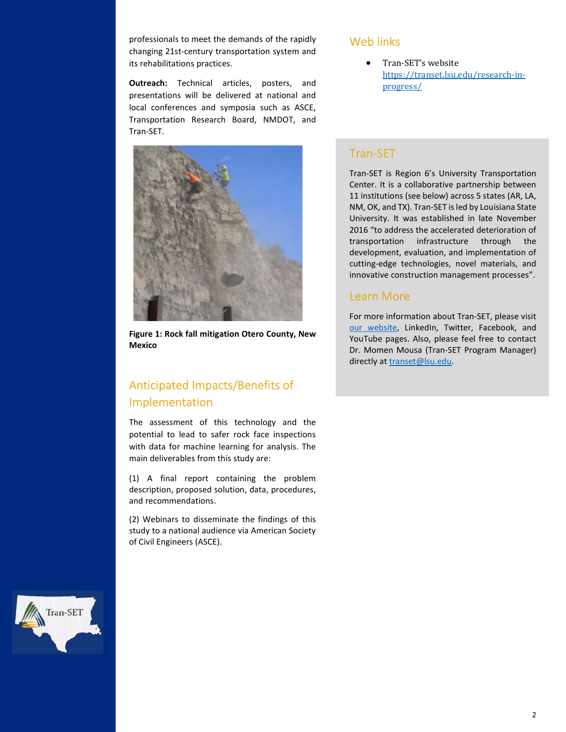professionals to meet the demands of the rapidly changing 21st-century transportation system and its rehabilitations practices.

**Outreach:** Technical articles, posters, and presentations will be delivered at national and local conferences and symposia such as ASCE, Transportation Research Board, NMDOT, and Tran-SET.

**Figure 1: Rock fall mitigation Otero County, New Mexico**

## Anticipated Impacts/Benefits of Implementation

The assessment of this technology and the potential to lead to safer rock face inspections with data for machine learning for analysis. The main deliverables from this study are:

(1) A final report containing the problem description, proposed solution, data, procedures, and recommendations.

(2) Webinars to disseminate the findings of this study to a national audience via American Society of Civil Engineers (ASCE).

## Web links

- Tran-SET's website https://transet.lsu.edu/research-in-progress/

## Tran-SET

Tran-SET is Region 6's University Transportation Center. It is a collaborative partnership between 11 institutions (see below) across 5 states (AR, LA, NM, OK, and TX). Tran-SET is led by Louisiana State University. It was established in late November 2016 "to address the accelerated deterioration of transportation infrastructure through the development, evaluation, and implementation of cutting-edge technologies, novel materials, and innovative construction management processes".

## Learn More

For more information about Tran-SET, please visit our website, LinkedIn, Twitter, Facebook, and YouTube pages. Also, please feel free to contact Dr. Momen Mousa (Tran-SET Program Manager) directly at transet@lsu.edu.